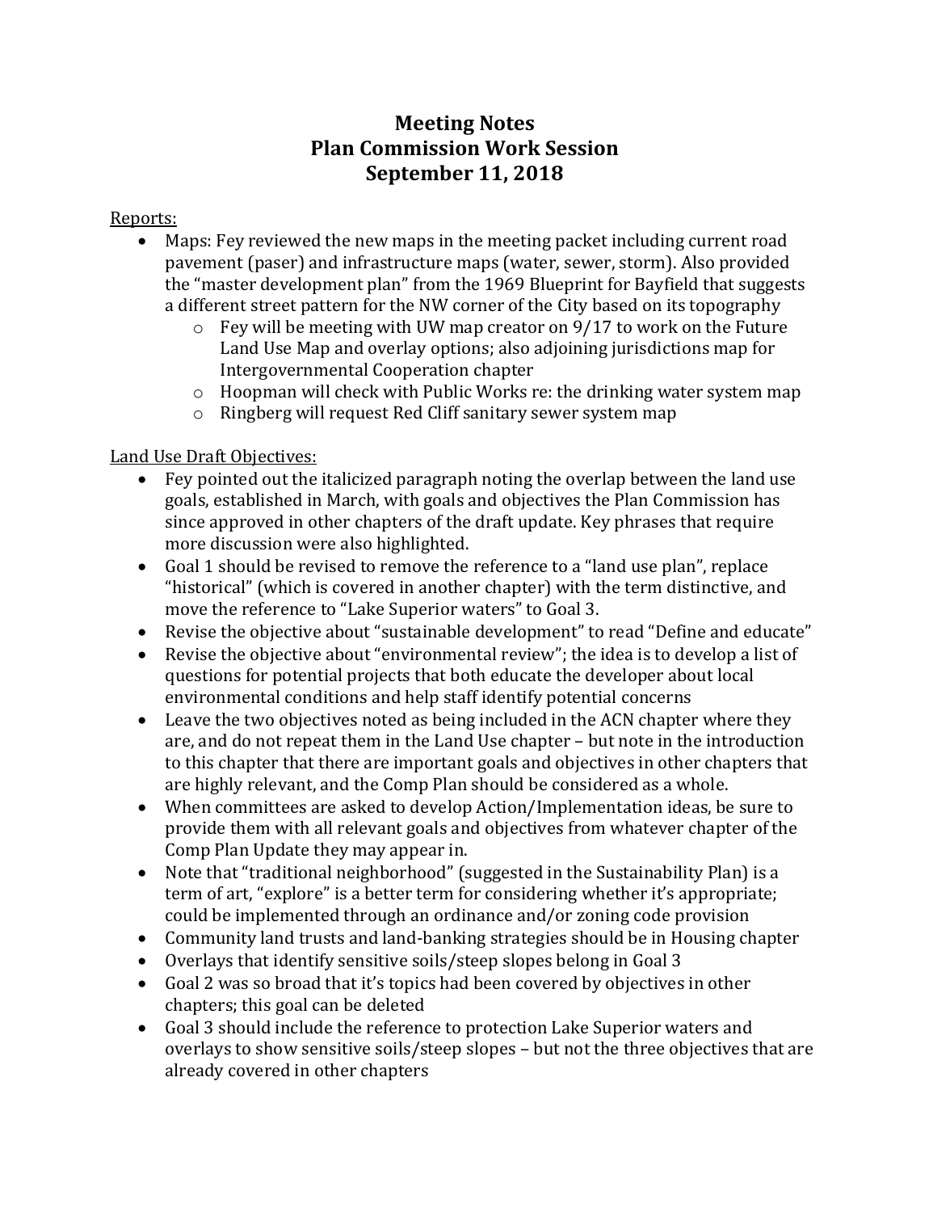# Meeting Notes
# Plan Commission Work Session
# September 11, 2018

Reports:

- Maps: Fey reviewed the new maps in the meeting packet including current road pavement (paser) and infrastructure maps (water, sewer, storm). Also provided the "master development plan" from the 1969 Blueprint for Bayfield that suggests a different street pattern for the NW corner of the City based on its topography
  - Fey will be meeting with UW map creator on 9/17 to work on the Future Land Use Map and overlay options; also adjoining jurisdictions map for Intergovernmental Cooperation chapter
  - Hoopman will check with Public Works re: the drinking water system map
  - Ringberg will request Red Cliff sanitary sewer system map

Land Use Draft Objectives:

- Fey pointed out the italicized paragraph noting the overlap between the land use goals, established in March, with goals and objectives the Plan Commission has since approved in other chapters of the draft update. Key phrases that require more discussion were also highlighted.
- Goal 1 should be revised to remove the reference to a "land use plan", replace "historical" (which is covered in another chapter) with the term distinctive, and move the reference to "Lake Superior waters" to Goal 3.
- Revise the objective about "sustainable development" to read "Define and educate"
- Revise the objective about "environmental review"; the idea is to develop a list of questions for potential projects that both educate the developer about local environmental conditions and help staff identify potential concerns
- Leave the two objectives noted as being included in the ACN chapter where they are, and do not repeat them in the Land Use chapter – but note in the introduction to this chapter that there are important goals and objectives in other chapters that are highly relevant, and the Comp Plan should be considered as a whole.
- When committees are asked to develop Action/Implementation ideas, be sure to provide them with all relevant goals and objectives from whatever chapter of the Comp Plan Update they may appear in.
- Note that "traditional neighborhood" (suggested in the Sustainability Plan) is a term of art, "explore" is a better term for considering whether it's appropriate; could be implemented through an ordinance and/or zoning code provision
- Community land trusts and land-banking strategies should be in Housing chapter
- Overlays that identify sensitive soils/steep slopes belong in Goal 3
- Goal 2 was so broad that it's topics had been covered by objectives in other chapters; this goal can be deleted
- Goal 3 should include the reference to protection Lake Superior waters and overlays to show sensitive soils/steep slopes – but not the three objectives that are already covered in other chapters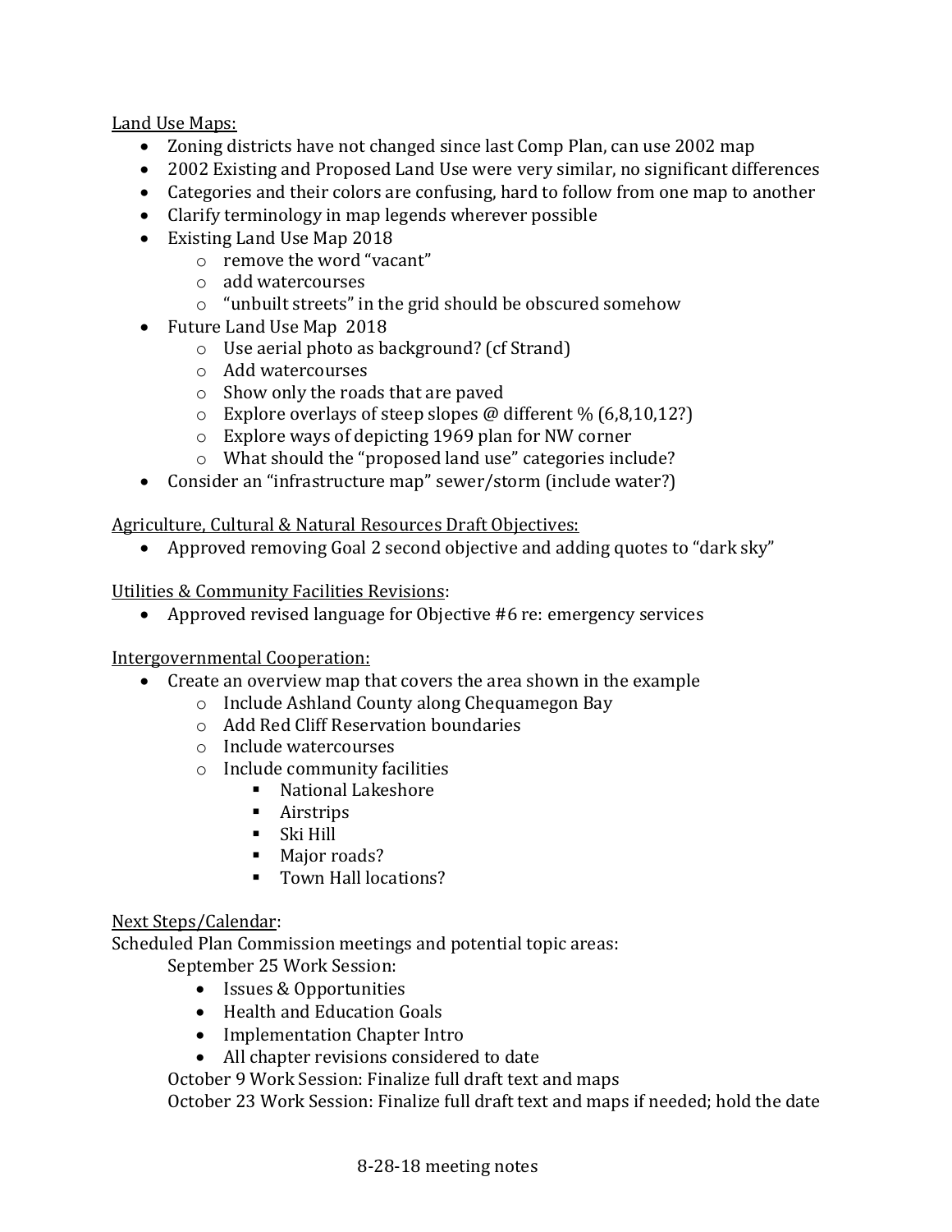Land Use Maps:

- Zoning districts have not changed since last Comp Plan, can use 2002 map
- 2002 Existing and Proposed Land Use were very similar, no significant differences
- Categories and their colors are confusing, hard to follow from one map to another
- Clarify terminology in map legends wherever possible
- Existing Land Use Map 2018
    - remove the word "vacant"
    - add watercourses
    - "unbuilt streets" in the grid should be obscured somehow
- Future Land Use Map 2018
    - Use aerial photo as background? (cf Strand)
    - Add watercourses
    - Show only the roads that are paved
    - Explore overlays of steep slopes @ different % (6,8,10,12?)
    - Explore ways of depicting 1969 plan for NW corner
    - What should the "proposed land use" categories include?
- Consider an "infrastructure map" sewer/storm (include water?)

Agriculture, Cultural & Natural Resources Draft Objectives:

- Approved removing Goal 2 second objective and adding quotes to "dark sky"

Utilities & Community Facilities Revisions:

- Approved revised language for Objective #6 re: emergency services

Intergovernmental Cooperation:

- Create an overview map that covers the area shown in the example
    - Include Ashland County along Chequamegon Bay
    - Add Red Cliff Reservation boundaries
    - Include watercourses
    - Include community facilities
        - National Lakeshore
        - Airstrips
        - Ski Hill
        - Major roads?
        - Town Hall locations?

Next Steps/Calendar:

Scheduled Plan Commission meetings and potential topic areas:

September 25 Work Session:

- Issues & Opportunities
- Health and Education Goals
- Implementation Chapter Intro
- All chapter revisions considered to date

October 9 Work Session: Finalize full draft text and maps

October 23 Work Session: Finalize full draft text and maps if needed; hold the date

8-28-18 meeting notes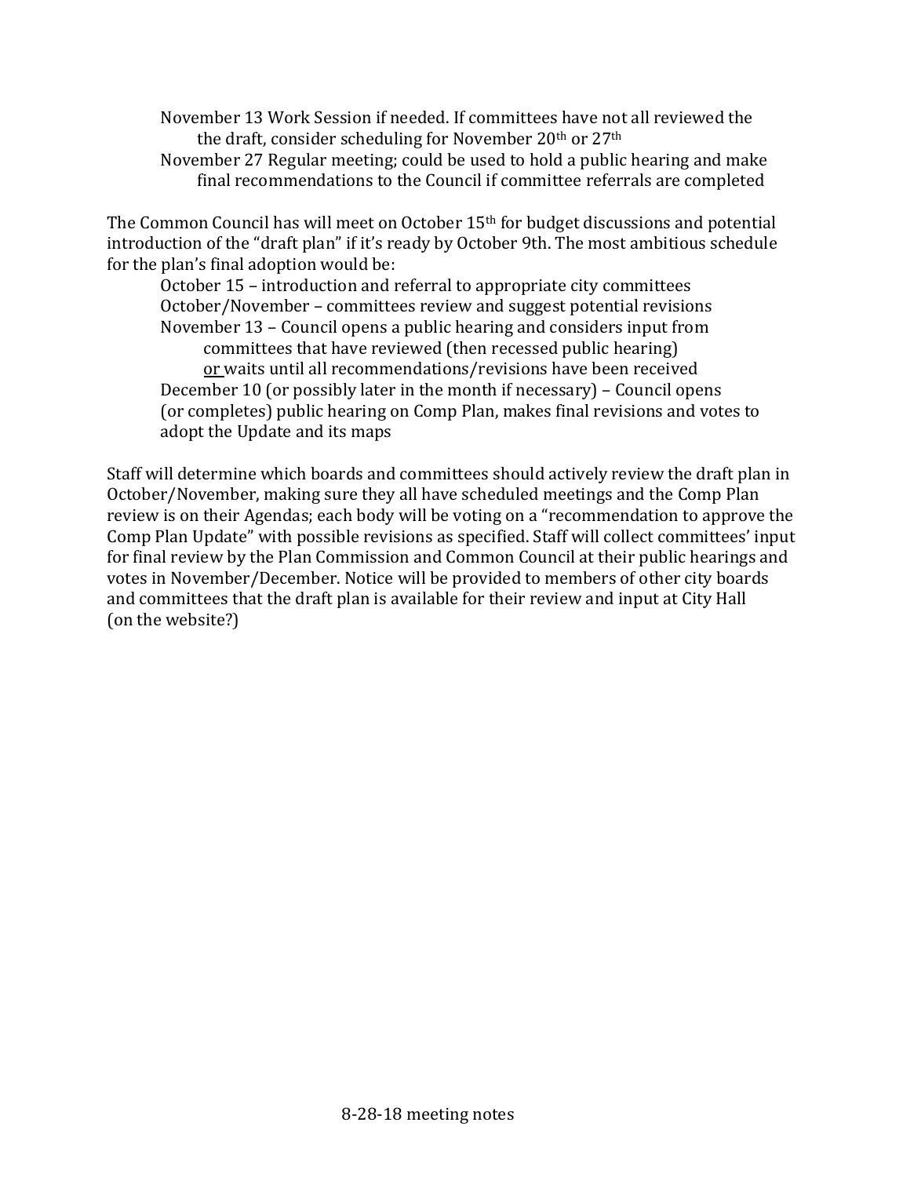November 13 Work Session if needed. If committees have not all reviewed the the draft, consider scheduling for November 20th or 27th

November 27 Regular meeting; could be used to hold a public hearing and make final recommendations to the Council if committee referrals are completed

The Common Council has will meet on October 15th for budget discussions and potential introduction of the "draft plan" if it's ready by October 9th. The most ambitious schedule for the plan's final adoption would be:

October 15 – introduction and referral to appropriate city committees

October/November – committees review and suggest potential revisions

November 13 – Council opens a public hearing and considers input from committees that have reviewed (then recessed public hearing) or waits until all recommendations/revisions have been received

December 10 (or possibly later in the month if necessary) – Council opens (or completes) public hearing on Comp Plan, makes final revisions and votes to adopt the Update and its maps

Staff will determine which boards and committees should actively review the draft plan in October/November, making sure they all have scheduled meetings and the Comp Plan review is on their Agendas; each body will be voting on a "recommendation to approve the Comp Plan Update" with possible revisions as specified. Staff will collect committees' input for final review by the Plan Commission and Common Council at their public hearings and votes in November/December. Notice will be provided to members of other city boards and committees that the draft plan is available for their review and input at City Hall (on the website?)